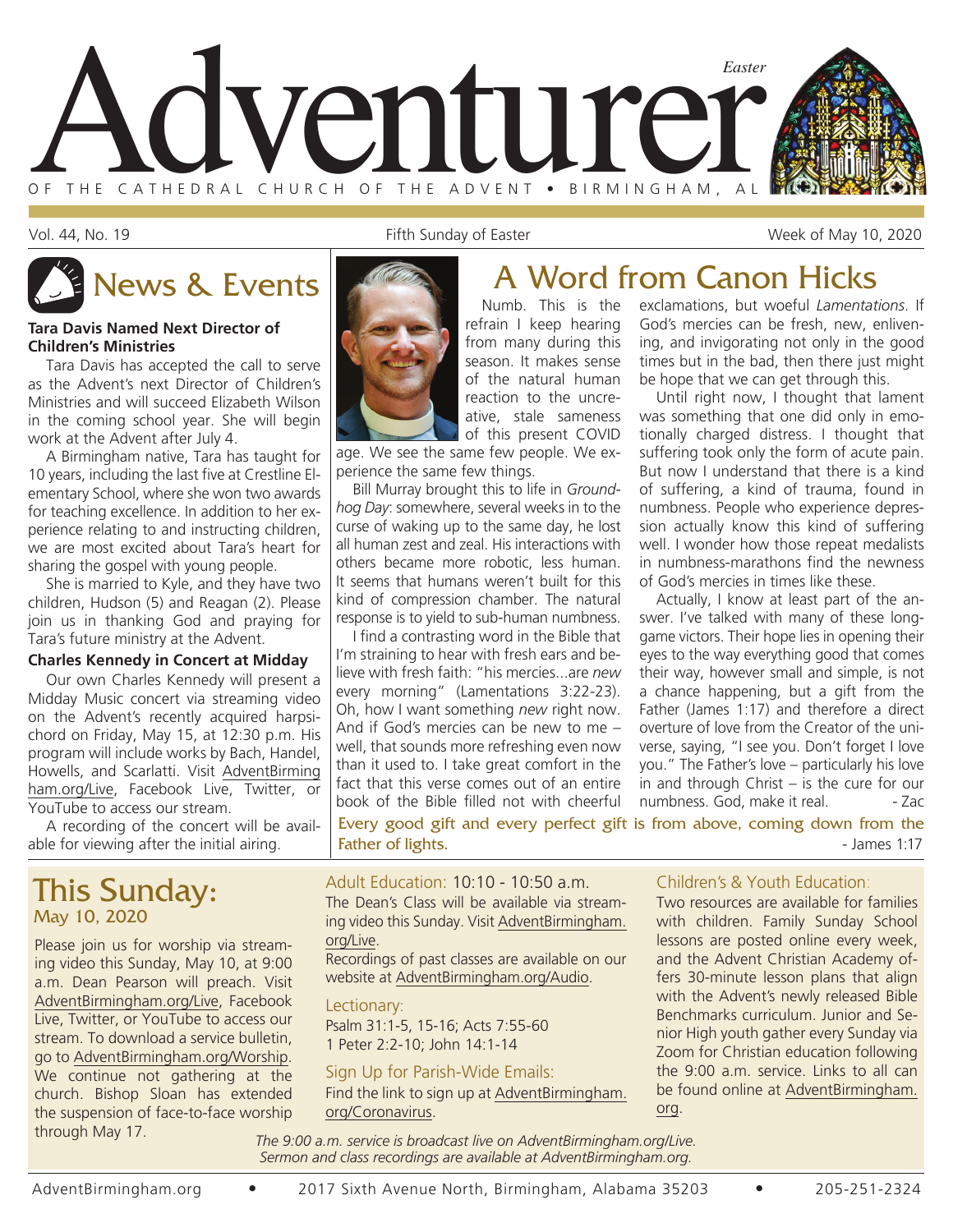# Adventurer

*Easter*

OF THE CATHEDRAL CHURCH OF THE ADVENT • BIRMINGHAM, AL

Vol. 44, No. 19 — Fifth Sunday of Easter — Week of May 10, 2020

## News & Events

**Tara Davis Named Next Director of Children's Ministries**

Tara Davis has accepted the call to serve as the Advent's next Director of Children's Ministries and will succeed Elizabeth Wilson in the coming school year. She will begin work at the Advent after July 4.

A Birmingham native, Tara has taught for 10 years, including the last five at Crestline Elementary School, where she won two awards for teaching excellence. In addition to her experience relating to and instructing children, we are most excited about Tara's heart for sharing the gospel with young people.

She is married to Kyle, and they have two children, Hudson (5) and Reagan (2). Please join us in thanking God and praying for Tara's future ministry at the Advent.

**Charles Kennedy in Concert at Midday**

Our own Charles Kennedy will present a Midday Music concert via streaming video on the Advent's recently acquired harpsichord on Friday, May 15, at 12:30 p.m. His program will include works by Bach, Handel, Howells, and Scarlatti. Visit AdventBirmingham.org/Live, Facebook Live, Twitter, or YouTube to access our stream.

A recording of the concert will be available for viewing after the initial airing.

## A Word from Canon Hicks

Numb. This is the refrain I keep hearing from many during this season. It makes sense of the natural human reaction to the uncreative, stale sameness of this present COVID age. We see the same few people. We experience the same few things.

Bill Murray brought this to life in *Groundhog Day*: somewhere, several weeks in to the curse of waking up to the same day, he lost all human zest and zeal. His interactions with others became more robotic, less human. It seems that humans weren't built for this kind of compression chamber. The natural response is to yield to sub-human numbness.

I find a contrasting word in the Bible that I'm straining to hear with fresh ears and believe with fresh faith: "his mercies...are *new* every morning" (Lamentations 3:22-23). Oh, how I want something *new* right now. And if God's mercies can be new to me – well, that sounds more refreshing even now than it used to. I take great comfort in the fact that this verse comes out of an entire book of the Bible filled not with cheerful exclamations, but woeful *Lamentations*. If God's mercies can be fresh, new, enlivening, and invigorating not only in the good times but in the bad, then there just might be hope that we can get through this.

Until right now, I thought that lament was something that one did only in emotionally charged distress. I thought that suffering took only the form of acute pain. But now I understand that there is a kind of suffering, a kind of trauma, found in numbness. People who experience depression actually know this kind of suffering well. I wonder how those repeat medalists in numbness-marathons find the newness of God's mercies in times like these.

Actually, I know at least part of the answer. I've talked with many of these long-game victors. Their hope lies in opening their eyes to the way everything good that comes their way, however small and simple, is not a chance happening, but a gift from the Father (James 1:17) and therefore a direct overture of love from the Creator of the universe, saying, "I see you. Don't forget I love you." The Father's love – particularly his love in and through Christ – is the cure for our numbness. God, make it real. - Zac

**Every good gift and every perfect gift is from above, coming down from the Father of lights.** - James 1:17

## This Sunday:
### May 10, 2020

Please join us for worship via streaming video this Sunday, May 10, at 9:00 a.m. Dean Pearson will preach. Visit AdventBirmingham.org/Live, Facebook Live, Twitter, or YouTube to access our stream. To download a service bulletin, go to AdventBirmingham.org/Worship. We continue not gathering at the church. Bishop Sloan has extended the suspension of face-to-face worship through May 17.

**Adult Education:** 10:10 - 10:50 a.m.
The Dean's Class will be available via streaming video this Sunday. Visit AdventBirmingham.org/Live.
Recordings of past classes are available on our website at AdventBirmingham.org/Audio.

**Lectionary:**
Psalm 31:1-5, 15-16; Acts 7:55-60
1 Peter 2:2-10; John 14:1-14

**Sign Up for Parish-Wide Emails:**
Find the link to sign up at AdventBirmingham.org/Coronavirus.

**Children's & Youth Education:**
Two resources are available for families with children. Family Sunday School lessons are posted online every week, and the Advent Christian Academy offers 30-minute lesson plans that align with the Advent's newly released Bible Benchmarks curriculum. Junior and Senior High youth gather every Sunday via Zoom for Christian education following the 9:00 a.m. service. Links to all can be found online at AdventBirmingham.org.

*The 9:00 a.m. service is broadcast live on AdventBirmingham.org/Live. Sermon and class recordings are available at AdventBirmingham.org.*

AdventBirmingham.org • 2017 Sixth Avenue North, Birmingham, Alabama 35203 • 205-251-2324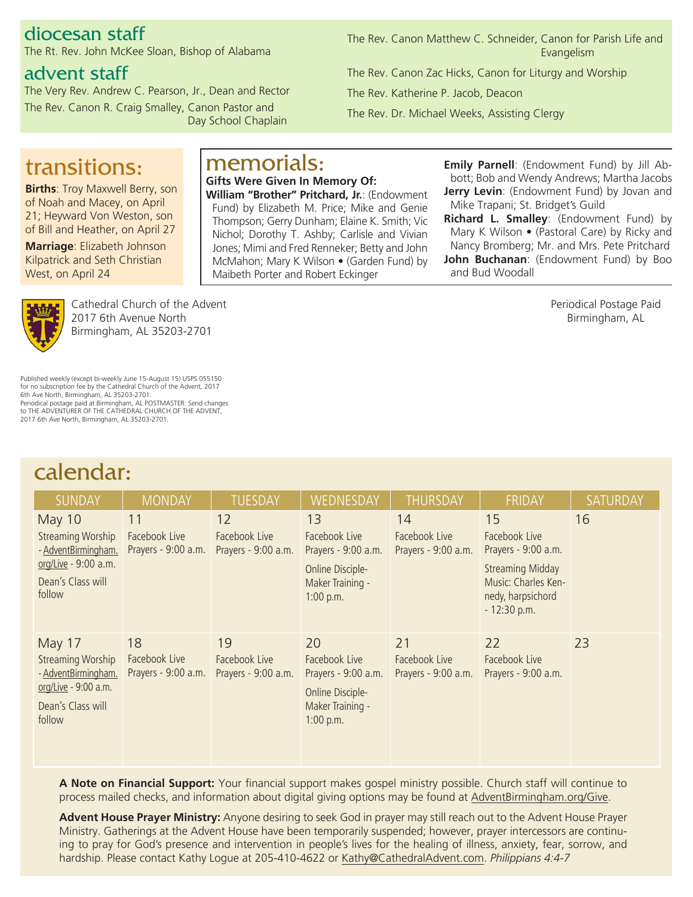## diocesan staff

The Rt. Rev. John McKee Sloan, Bishop of Alabama

## advent staff

The Very Rev. Andrew C. Pearson, Jr., Dean and Rector

The Rev. Canon R. Craig Smalley, Canon Pastor and Day School Chaplain

The Rev. Canon Matthew C. Schneider, Canon for Parish Life and Evangelism

The Rev. Canon Zac Hicks, Canon for Liturgy and Worship

The Rev. Katherine P. Jacob, Deacon

The Rev. Dr. Michael Weeks, Assisting Clergy

## transitions:

**Births**: Troy Maxwell Berry, son of Noah and Macey, on April 21; Heyward Von Weston, son of Bill and Heather, on April 27

**Marriage**: Elizabeth Johnson Kilpatrick and Seth Christian West, on April 24

## memorials:

**Gifts Were Given In Memory Of:**

**William "Brother" Pritchard, Jr.**: (Endowment Fund) by Elizabeth M. Price; Mike and Genie Thompson; Gerry Dunham; Elaine K. Smith; Vic Nichol; Dorothy T. Ashby; Carlisle and Vivian Jones; Mimi and Fred Renneker; Betty and John McMahon; Mary K Wilson • (Garden Fund) by Maibeth Porter and Robert Eckinger

**Emily Parnell**: (Endowment Fund) by Jill Abbott; Bob and Wendy Andrews; Martha Jacobs

**Jerry Levin**: (Endowment Fund) by Jovan and Mike Trapani; St. Bridget's Guild

**Richard L. Smalley**: (Endowment Fund) by Mary K Wilson • (Pastoral Care) by Ricky and Nancy Bromberg; Mr. and Mrs. Pete Pritchard

**John Buchanan**: (Endowment Fund) by Boo and Bud Woodall

Cathedral Church of the Advent
2017 6th Avenue North
Birmingham, AL 35203-2701

Periodical Postage Paid
Birmingham, AL

Published weekly (except bi-weekly June 15-August 15) USPS 055150 for no subscription fee by the Cathedral Church of the Advent, 2017 6th Ave North, Birmingham, AL 35203-2701.
Periodical postage paid at Birmingham, AL POSTMASTER: Send changes to THE ADVENTURER OF THE CATHEDRAL CHURCH OF THE ADVENT, 2017 6th Ave North, Birmingham, AL 35203-2701.

## calendar:

| SUNDAY | MONDAY | TUESDAY | WEDNESDAY | THURSDAY | FRIDAY | SATURDAY |
|---|---|---|---|---|---|---|
| May 10<br>Streaming Worship - AdventBirmingham.org/Live - 9:00 a.m.<br>Dean's Class will follow | 11<br>Facebook Live Prayers - 9:00 a.m. | 12<br>Facebook Live Prayers - 9:00 a.m. | 13<br>Facebook Live Prayers - 9:00 a.m.<br>Online Disciple-Maker Training - 1:00 p.m. | 14<br>Facebook Live Prayers - 9:00 a.m. | 15<br>Facebook Live Prayers - 9:00 a.m.<br>Streaming Midday Music: Charles Kennedy, harpsichord - 12:30 p.m. | 16 |
| May 17<br>Streaming Worship - AdventBirmingham.org/Live - 9:00 a.m.<br>Dean's Class will follow | 18<br>Facebook Live Prayers - 9:00 a.m. | 19<br>Facebook Live Prayers - 9:00 a.m. | 20<br>Facebook Live Prayers - 9:00 a.m.<br>Online Disciple-Maker Training - 1:00 p.m. | 21<br>Facebook Live Prayers - 9:00 a.m. | 22<br>Facebook Live Prayers - 9:00 a.m. | 23 |

**A Note on Financial Support:** Your financial support makes gospel ministry possible. Church staff will continue to process mailed checks, and information about digital giving options may be found at AdventBirmingham.org/Give.

**Advent House Prayer Ministry:** Anyone desiring to seek God in prayer may still reach out to the Advent House Prayer Ministry. Gatherings at the Advent House have been temporarily suspended; however, prayer intercessors are continuing to pray for God's presence and intervention in people's lives for the healing of illness, anxiety, fear, sorrow, and hardship. Please contact Kathy Logue at 205-410-4622 or Kathy@CathedralAdvent.com. *Philippians 4:4-7*